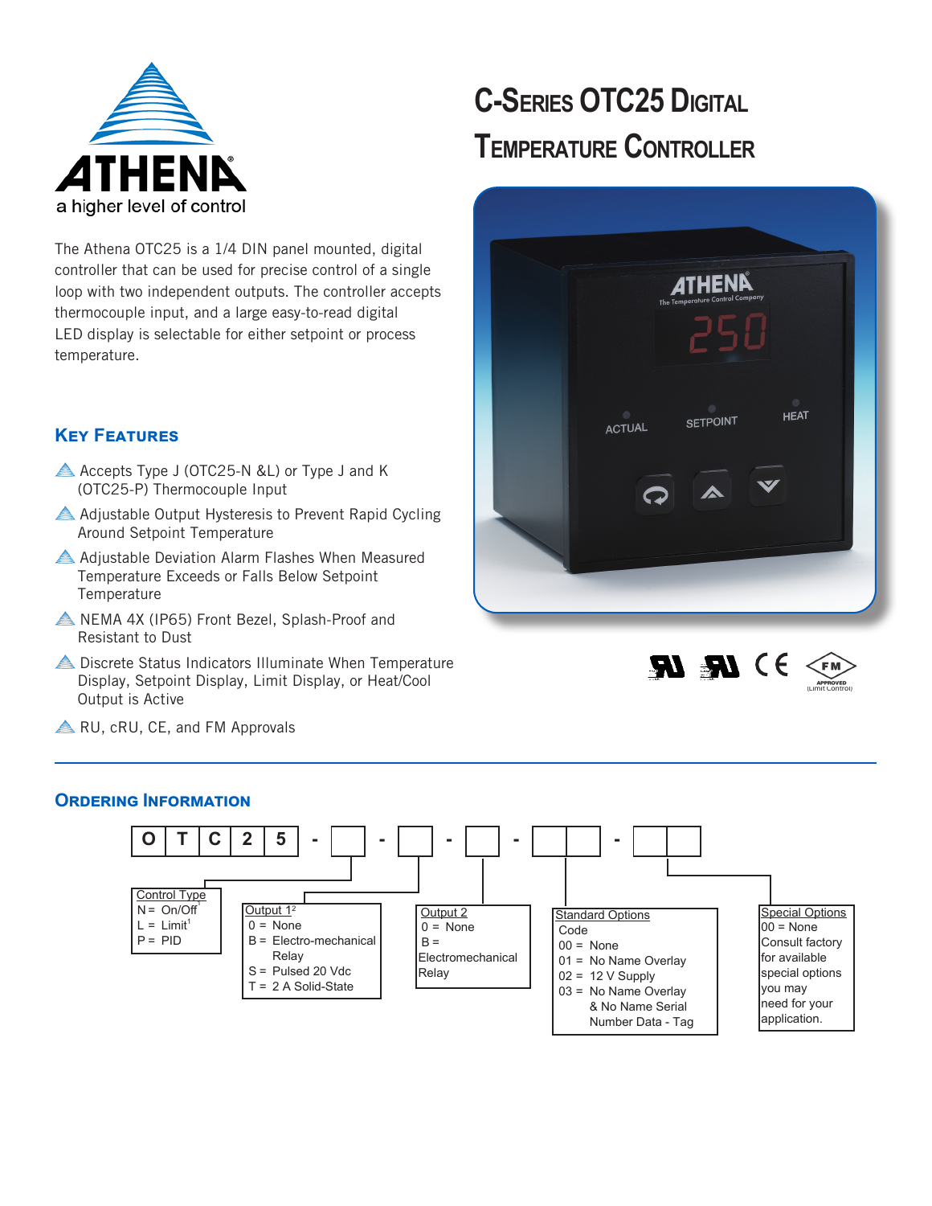# C-Series OTC25 Digital Temperature Controller

The Athena OTC25 is a 1/4 DIN panel mounted, digital controller that can be used for precise control of a single loop with two independent outputs. The controller accepts thermocouple input, and a large easy-to-read digital LED display is selectable for either setpoint or process temperature.

## Key Features

- Accepts Type J (OTC25-N &L) or Type J and K (OTC25-P) Thermocouple Input
- Adjustable Output Hysteresis to Prevent Rapid Cycling Around Setpoint Temperature
- Adjustable Deviation Alarm Flashes When Measured Temperature Exceeds or Falls Below Setpoint Temperature
- NEMA 4X (IP65) Front Bezel, Splash-Proof and Resistant to Dust
- Discrete Status Indicators Illuminate When Temperature Display, Setpoint Display, Limit Display, or Heat/Cool Output is Active
- RU, cRU, CE, and FM Approvals

## Ordering Information

O T C 2 5 - ☐ - ☐ - ☐ - ☐☐ - ☐☐

**Control Type**
N = On/Off[1]
L = Limit[1]
P = PID

**Output 1**[2]
0 = None
B = Electro-mechanical Relay
S = Pulsed 20 Vdc
T = 2 A Solid-State

**Output 2**
0 = None
B = Electromechanical Relay

**Standard Options**
Code
00 = None
01 = No Name Overlay
02 = 12 V Supply
03 = No Name Overlay & No Name Serial Number Data - Tag

**Special Options**
00 = None
Consult factory for available special options you may need for your application.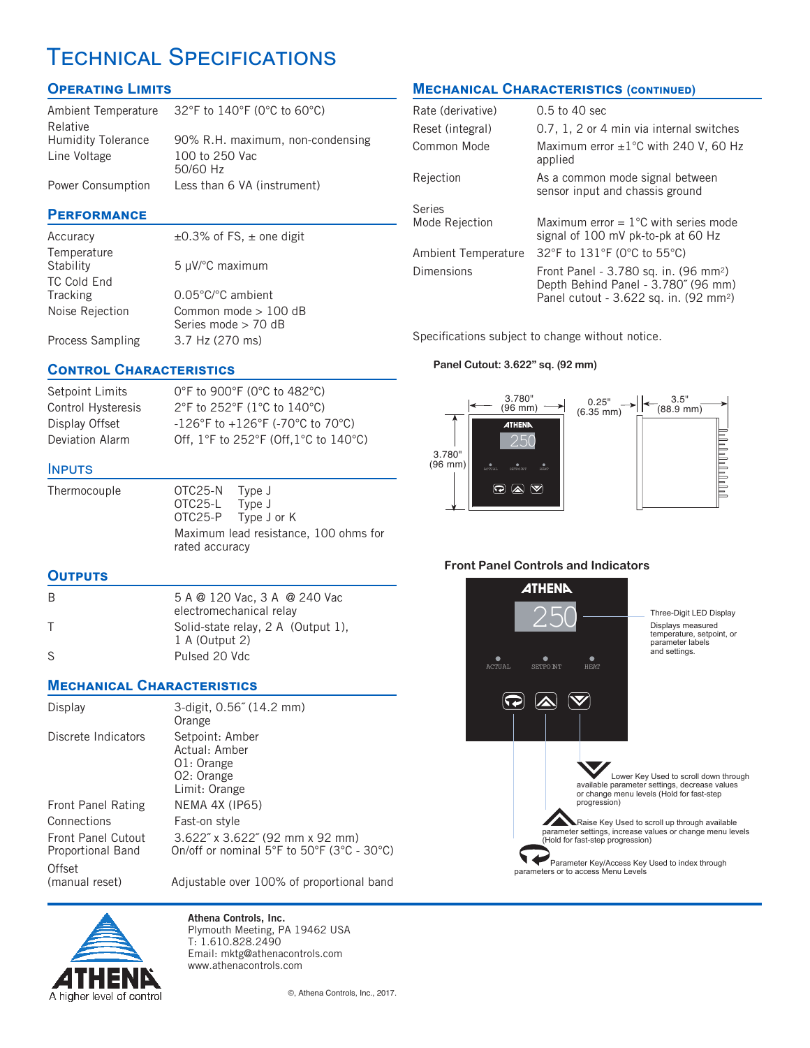# Technical Specifications

## Operating Limits

| | |
|---|---|
| Ambient Temperature | 32°F to 140°F (0°C to 60°C) |
| Relative Humidity Tolerance | 90% R.H. maximum, non-condensing |
| Line Voltage | 100 to 250 Vac 50/60 Hz |
| Power Consumption | Less than 6 VA (instrument) |

## Performance

| | |
|---|---|
| Accuracy | ±0.3% of FS, ± one digit |
| Temperature Stability | 5 µV/°C maximum |
| TC Cold End Tracking | 0.05°C/°C ambient |
| Noise Rejection | Common mode > 100 dB<br>Series mode > 70 dB |
| Process Sampling | 3.7 Hz (270 ms) |

## Control Characteristics

| | |
|---|---|
| Setpoint Limits | 0°F to 900°F (0°C to 482°C) |
| Control Hysteresis | 2°F to 252°F (1°C to 140°C) |
| Display Offset | -126°F to +126°F (-70°C to 70°C) |
| Deviation Alarm | Off, 1°F to 252°F (Off,1°C to 140°C) |

## Inputs

| | |
|---|---|
| Thermocouple | OTC25-N Type J<br>OTC25-L Type J<br>OTC25-P Type J or K<br>Maximum lead resistance, 100 ohms for rated accuracy |

## Outputs

| | |
|---|---|
| B | 5 A @ 120 Vac, 3 A @ 240 Vac electromechanical relay |
| T | Solid-state relay, 2 A (Output 1), 1 A (Output 2) |
| S | Pulsed 20 Vdc |

## Mechanical Characteristics

| | |
|---|---|
| Display | 3-digit, 0.56˝ (14.2 mm) Orange |
| Discrete Indicators | Setpoint: Amber<br>Actual: Amber<br>O1: Orange<br>O2: Orange<br>Limit: Orange |
| Front Panel Rating | NEMA 4X (IP65) |
| Connections | Fast-on style |
| Front Panel Cutout | 3.622˝ x 3.622˝ (92 mm x 92 mm) |
| Proportional Band | On/off or nominal 5°F to 50°F (3°C - 30°C) |
| Offset (manual reset) | Adjustable over 100% of proportional band |

## Mechanical Characteristics (continued)

| | |
|---|---|
| Rate (derivative) | 0.5 to 40 sec |
| Reset (integral) | 0.7, 1, 2 or 4 min via internal switches |
| Common Mode | Maximum error ±1°C with 240 V, 60 Hz applied |
| Rejection | As a common mode signal between sensor input and chassis ground |
| Series Mode Rejection | Maximum error = 1°C with series mode signal of 100 mV pk-to-pk at 60 Hz |
| Ambient Temperature | 32°F to 131°F (0°C to 55°C) |
| Dimensions | Front Panel - 3.780 sq. in. (96 mm²)<br>Depth Behind Panel - 3.780˝ (96 mm)<br>Panel cutout - 3.622 sq. in. (92 mm²) |

Specifications subject to change without notice.

**Panel Cutout: 3.622" sq. (92 mm)**

3.780" (96 mm)
3.780" (96 mm)
0.25" (6.35 mm)
3.5" (88.9 mm)
ATHENA
250
ACTUAL SETPOINT HEAT

**Front Panel Controls and Indicators**

ATHENA
250
ACTUAL SETPOINT HEAT

Three-Digit LED Display
Displays measured temperature, setpoint, or parameter labels and settings.

Lower Key Used to scroll down through available parameter settings, decrease values or change menu levels (Hold for fast-step progression)

Raise Key Used to scroll up through available parameter settings, increase values or change menu levels (Hold for fast-step progression)

Parameter Key/Access Key Used to index through parameters or to access Menu Levels

**Athena Controls, Inc.**
Plymouth Meeting, PA 19462 USA
T: 1.610.828.2490
Email: mktg@athenacontrols.com
www.athenacontrols.com

ATHENA
A higher level of control

©, Athena Controls, Inc., 2017.